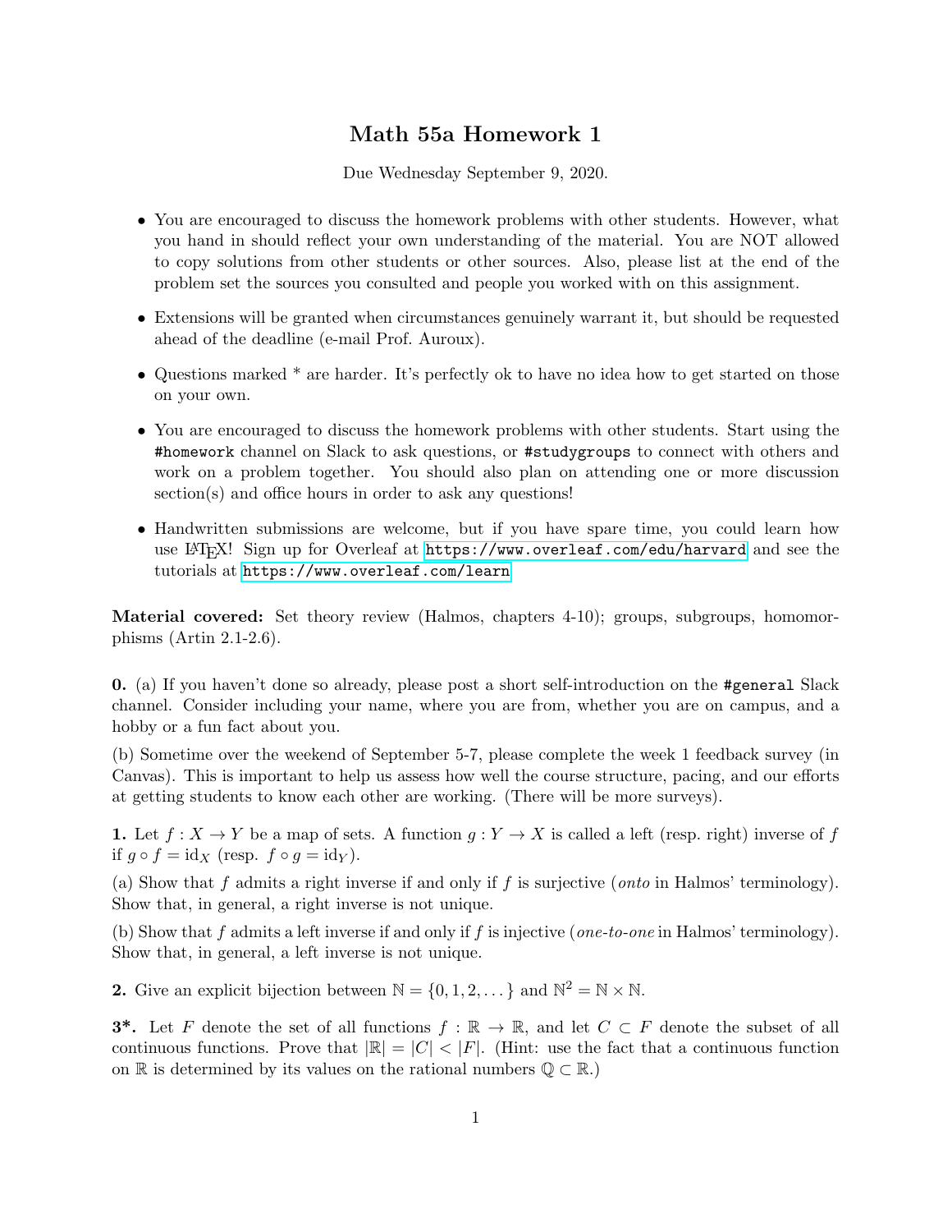# Math 55a Homework 1

Due Wednesday September 9, 2020.

- You are encouraged to discuss the homework problems with other students. However, what you hand in should reflect your own understanding of the material. You are NOT allowed to copy solutions from other students or other sources. Also, please list at the end of the problem set the sources you consulted and people you worked with on this assignment.
- Extensions will be granted when circumstances genuinely warrant it, but should be requested ahead of the deadline (e-mail Prof. Auroux).
- Questions marked * are harder. It's perfectly ok to have no idea how to get started on those on your own.
- You are encouraged to discuss the homework problems with other students. Start using the `#homework` channel on Slack to ask questions, or `#studygroups` to connect with others and work on a problem together. You should also plan on attending one or more discussion section(s) and office hours in order to ask any questions!
- Handwritten submissions are welcome, but if you have spare time, you could learn how use LaTeX! Sign up for Overleaf at https://www.overleaf.com/edu/harvard and see the tutorials at https://www.overleaf.com/learn

**Material covered:** Set theory review (Halmos, chapters 4-10); groups, subgroups, homomorphisms (Artin 2.1-2.6).

**0.** (a) If you haven't done so already, please post a short self-introduction on the `#general` Slack channel. Consider including your name, where you are from, whether you are on campus, and a hobby or a fun fact about you.

(b) Sometime over the weekend of September 5-7, please complete the week 1 feedback survey (in Canvas). This is important to help us assess how well the course structure, pacing, and our efforts at getting students to know each other are working. (There will be more surveys).

**1.** Let $f : X \to Y$ be a map of sets. A function $g : Y \to X$ is called a left (resp. right) inverse of $f$ if $g \circ f = \mathrm{id}_X$ (resp. $f \circ g = \mathrm{id}_Y$).

(a) Show that $f$ admits a right inverse if and only if $f$ is surjective (*onto* in Halmos' terminology). Show that, in general, a right inverse is not unique.

(b) Show that $f$ admits a left inverse if and only if $f$ is injective (*one-to-one* in Halmos' terminology). Show that, in general, a left inverse is not unique.

**2.** Give an explicit bijection between $\mathbb{N} = \{0, 1, 2, \dots\}$ and $\mathbb{N}^2 = \mathbb{N} \times \mathbb{N}$.

**3\*.** Let $F$ denote the set of all functions $f : \mathbb{R} \to \mathbb{R}$, and let $C \subset F$ denote the subset of all continuous functions. Prove that $|\mathbb{R}| = |C| < |F|$. (Hint: use the fact that a continuous function on $\mathbb{R}$ is determined by its values on the rational numbers $\mathbb{Q} \subset \mathbb{R}$.)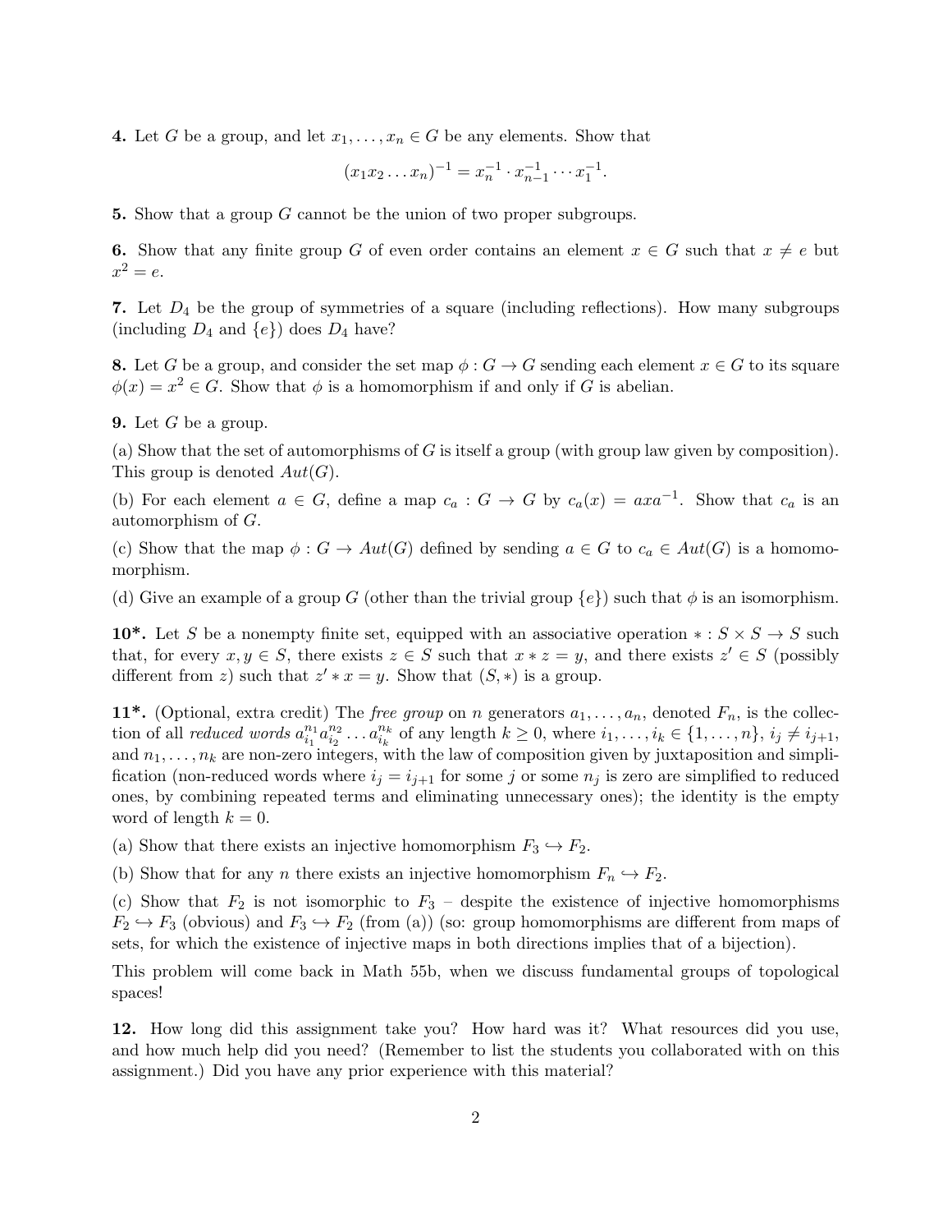**4.** Let $G$ be a group, and let $x_1, \ldots, x_n \in G$ be any elements. Show that

$$(x_1 x_2 \ldots x_n)^{-1} = x_n^{-1} \cdot x_{n-1}^{-1} \cdots x_1^{-1}.$$

**5.** Show that a group $G$ cannot be the union of two proper subgroups.

**6.** Show that any finite group $G$ of even order contains an element $x \in G$ such that $x \neq e$ but $x^2 = e$.

**7.** Let $D_4$ be the group of symmetries of a square (including reflections). How many subgroups (including $D_4$ and $\{e\}$) does $D_4$ have?

**8.** Let $G$ be a group, and consider the set map $\phi : G \to G$ sending each element $x \in G$ to its square $\phi(x) = x^2 \in G$. Show that $\phi$ is a homomorphism if and only if $G$ is abelian.

**9.** Let $G$ be a group.

(a) Show that the set of automorphisms of $G$ is itself a group (with group law given by composition). This group is denoted $Aut(G)$.

(b) For each element $a \in G$, define a map $c_a : G \to G$ by $c_a(x) = axa^{-1}$. Show that $c_a$ is an automorphism of $G$.

(c) Show that the map $\phi : G \to Aut(G)$ defined by sending $a \in G$ to $c_a \in Aut(G)$ is a homomorphism.

(d) Give an example of a group $G$ (other than the trivial group $\{e\}$) such that $\phi$ is an isomorphism.

**10*.** Let $S$ be a nonempty finite set, equipped with an associative operation $* : S \times S \to S$ such that, for every $x, y \in S$, there exists $z \in S$ such that $x * z = y$, and there exists $z' \in S$ (possibly different from $z$) such that $z' * x = y$. Show that $(S, *)$ is a group.

**11*.** (Optional, extra credit) The *free group* on $n$ generators $a_1, \ldots, a_n$, denoted $F_n$, is the collection of all *reduced words* $a_{i_1}^{n_1} a_{i_2}^{n_2} \ldots a_{i_k}^{n_k}$ of any length $k \geq 0$, where $i_1, \ldots, i_k \in \{1, \ldots, n\}$, $i_j \neq i_{j+1}$, and $n_1, \ldots, n_k$ are non-zero integers, with the law of composition given by juxtaposition and simplification (non-reduced words where $i_j = i_{j+1}$ for some $j$ or some $n_j$ is zero are simplified to reduced ones, by combining repeated terms and eliminating unnecessary ones); the identity is the empty word of length $k = 0$.

(a) Show that there exists an injective homomorphism $F_3 \hookrightarrow F_2$.

(b) Show that for any $n$ there exists an injective homomorphism $F_n \hookrightarrow F_2$.

(c) Show that $F_2$ is not isomorphic to $F_3$ – despite the existence of injective homomorphisms $F_2 \hookrightarrow F_3$ (obvious) and $F_3 \hookrightarrow F_2$ (from (a)) (so: group homomorphisms are different from maps of sets, for which the existence of injective maps in both directions implies that of a bijection).

This problem will come back in Math 55b, when we discuss fundamental groups of topological spaces!

**12.** How long did this assignment take you? How hard was it? What resources did you use, and how much help did you need? (Remember to list the students you collaborated with on this assignment.) Did you have any prior experience with this material?